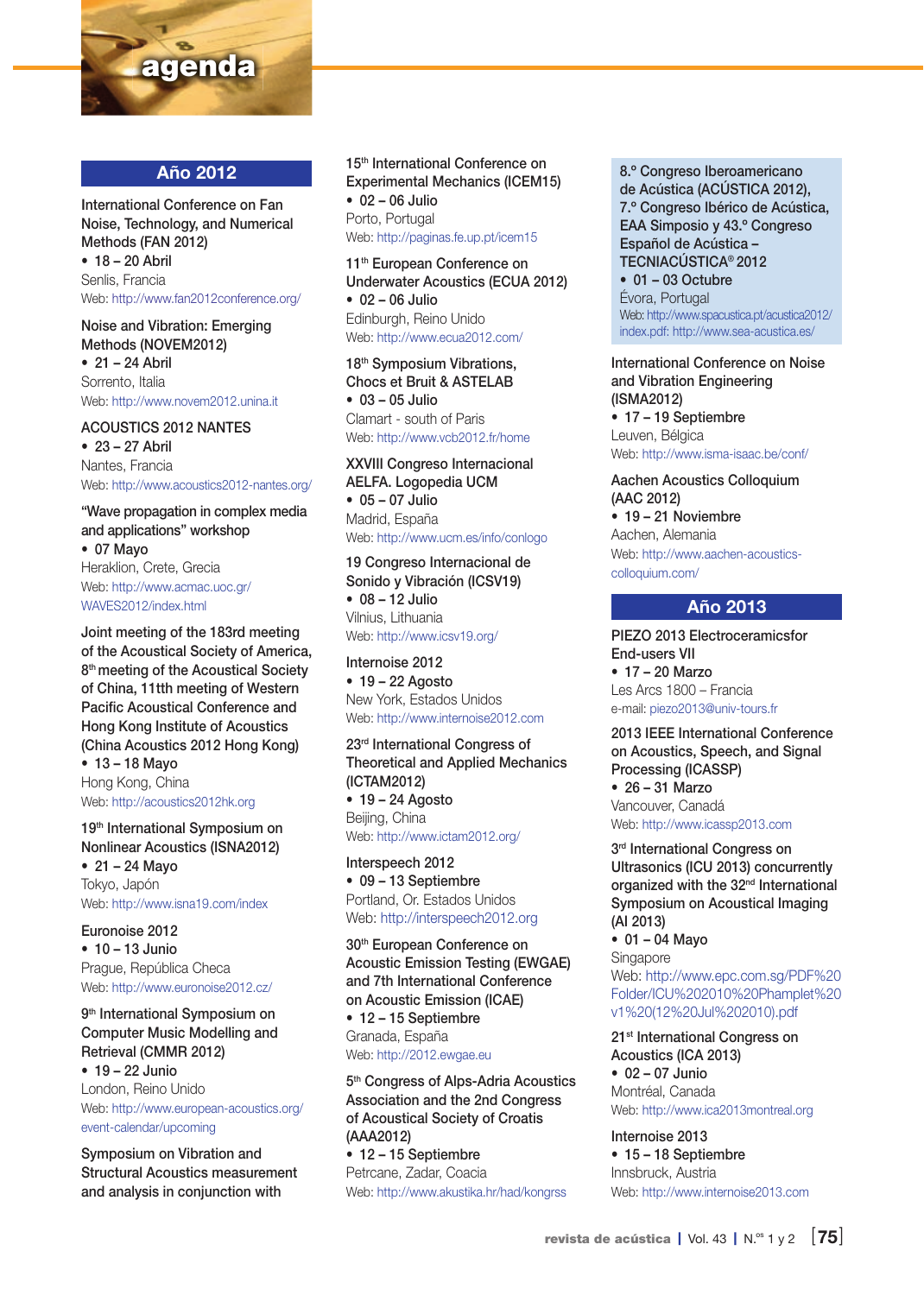# agenda

## Año 2012

**International Conference on Fan Noise, Technology, and Numerical Methods (FAN 2012)**
- 18 – 20 Abril

Senlis, Francia
Web: http://www.fan2012conference.org/

**Noise and Vibration: Emerging Methods (NOVEM2012)**
- 21 – 24 Abril

Sorrento, Italia
Web: http://www.novem2012.unina.it

**ACOUSTICS 2012 NANTES**
- 23 – 27 Abril

Nantes, Francia
Web: http://www.acoustics2012-nantes.org/

**"Wave propagation in complex media and applications" workshop**
- 07 Mayo

Heraklion, Crete, Grecia
Web: http://www.acmac.uoc.gr/WAVES2012/index.html

**Joint meeting of the 183rd meeting of the Acoustical Society of America, 8th meeting of the Acoustical Society of China, 11tth meeting of Western Pacific Acoustical Conference and Hong Kong Institute of Acoustics (China Acoustics 2012 Hong Kong)**
- 13 – 18 Mayo

Hong Kong, China
Web: http://acoustics2012hk.org

**19th International Symposium on Nonlinear Acoustics (ISNA2012)**
- 21 – 24 Mayo

Tokyo, Japón
Web: http://www.isna19.com/index

**Euronoise 2012**
- 10 – 13 Junio

Prague, República Checa
Web: http://www.euronoise2012.cz/

**9th International Symposium on Computer Music Modelling and Retrieval (CMMR 2012)**
- 19 – 22 Junio

London, Reino Unido
Web: http://www.european-acoustics.org/event-calendar/upcoming

**Symposium on Vibration and Structural Acoustics measurement and analysis in conjunction with 15th International Conference on Experimental Mechanics (ICEM15)**
- 02 – 06 Julio

Porto, Portugal
Web: http://paginas.fe.up.pt/icem15

**11th European Conference on Underwater Acoustics (ECUA 2012)**
- 02 – 06 Julio

Edinburgh, Reino Unido
Web: http://www.ecua2012.com/

**18th Symposium Vibrations, Chocs et Bruit & ASTELAB**
- 03 – 05 Julio

Clamart - south of Paris
Web: http://www.vcb2012.fr/home

**XXVIII Congreso Internacional AELFA. Logopedia UCM**
- 05 – 07 Julio

Madrid, España
Web: http://www.ucm.es/info/conlogo

**19 Congreso Internacional de Sonido y Vibración (ICSV19)**
- 08 – 12 Julio

Vilnius, Lithuania
Web: http://www.icsv19.org/

**Internoise 2012**
- 19 – 22 Agosto

New York, Estados Unidos
Web: http://www.internoise2012.com

**23rd International Congress of Theoretical and Applied Mechanics (ICTAM2012)**
- 19 – 24 Agosto

Beijing, China
Web: http://www.ictam2012.org/

**Interspeech 2012**
- 09 – 13 Septiembre

Portland, Or. Estados Unidos
Web: http://interspeech2012.org

**30th European Conference on Acoustic Emission Testing (EWGAE) and 7th International Conference on Acoustic Emission (ICAE)**
- 12 – 15 Septiembre

Granada, España
Web: http://2012.ewgae.eu

**5th Congress of Alps-Adria Acoustics Association and the 2nd Congress of Acoustical Society of Croatis (AAA2012)**
- 12 – 15 Septiembre

Petrcane, Zadar, Coacia
Web: http://www.akustika.hr/had/kongrss

**8.º Congreso Iberoamericano de Acústica (ACÚSTICA 2012), 7.º Congreso Ibérico de Acústica, EAA Simposio y 43.º Congreso Español de Acústica – TECNIACÚSTICA® 2012**
- 01 – 03 Octubre

Évora, Portugal
Web: http://www.spacustica.pt/acustica2012/index.pdf: http://www.sea-acustica.es/

**International Conference on Noise and Vibration Engineering (ISMA2012)**
- 17 – 19 Septiembre

Leuven, Bélgica
Web: http://www.isma-isaac.be/conf/

**Aachen Acoustics Colloquium (AAC 2012)**
- 19 – 21 Noviembre

Aachen, Alemania
Web: http://www.aachen-acoustics-colloquium.com/

## Año 2013

**PIEZO 2013 Electroceramicsfor End-users VII**
- 17 – 20 Marzo

Les Arcs 1800 – Francia
e-mail: piezo2013@univ-tours.fr

**2013 IEEE International Conference on Acoustics, Speech, and Signal Processing (ICASSP)**
- 26 – 31 Marzo

Vancouver, Canadá
Web: http://www.icassp2013.com

**3rd International Congress on Ultrasonics (ICU 2013) concurrently organized with the 32nd International Symposium on Acoustical Imaging (AI 2013)**
- 01 – 04 Mayo

Singapore
Web: http://www.epc.com.sg/PDF%20Folder/ICU%202010%20Phamplet%20v1%20(12%20Jul%202010).pdf

**21st International Congress on Acoustics (ICA 2013)**
- 02 – 07 Junio

Montréal, Canada
Web: http://www.ica2013montreal.org

**Internoise 2013**
- 15 – 18 Septiembre

Innsbruck, Austria
Web: http://www.internoise2013.com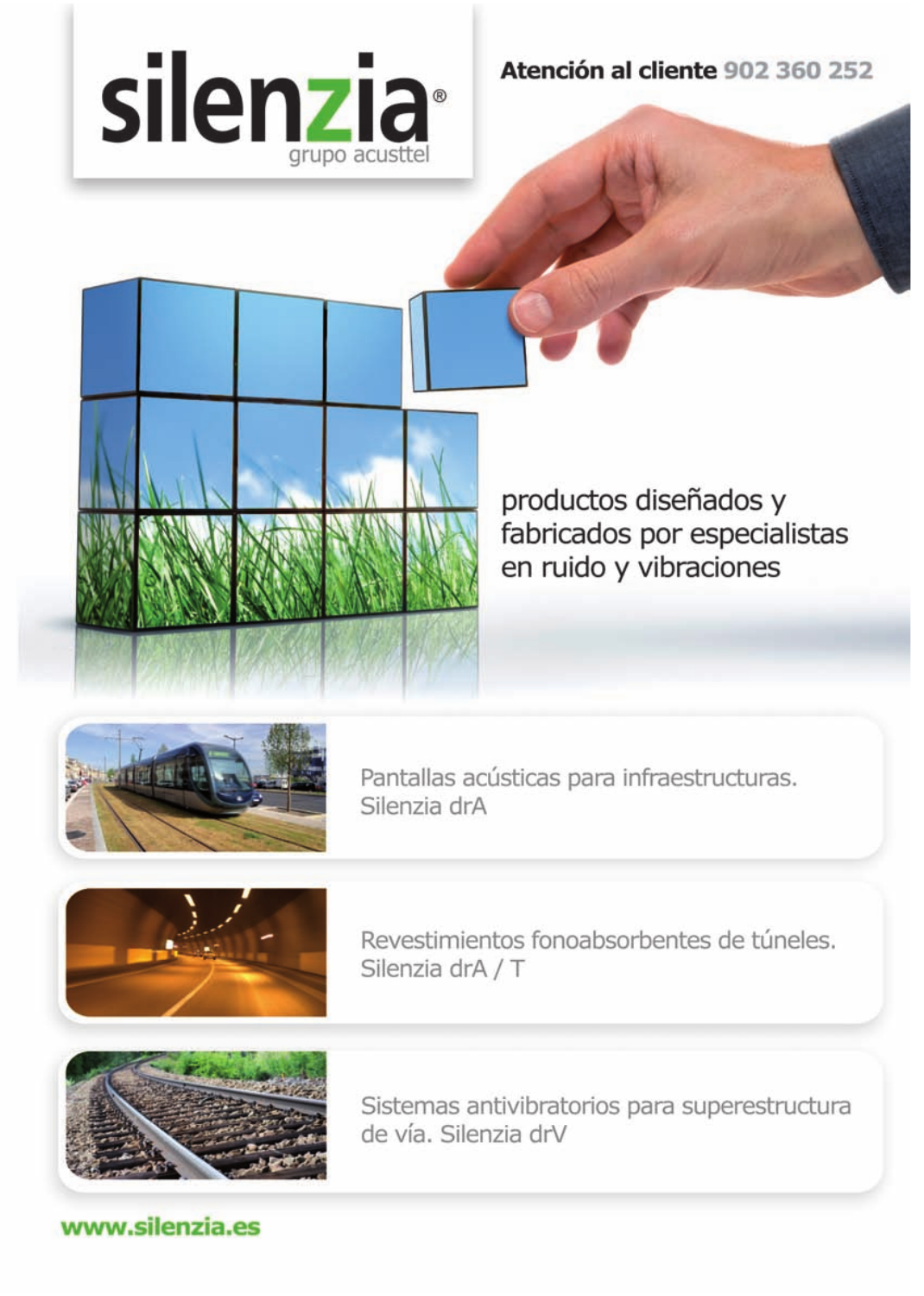# silenzia®

grupo acusttel

**Atención al cliente** 902 360 252

productos diseñados y fabricados por especialistas en ruido y vibraciones

Pantallas acústicas para infraestructuras. Silenzia drA

Revestimientos fonoabsorbentes de túneles. Silenzia drA / T

Sistemas antivibratorios para superestructura de vía. Silenzia drV

**www.silenzia.es**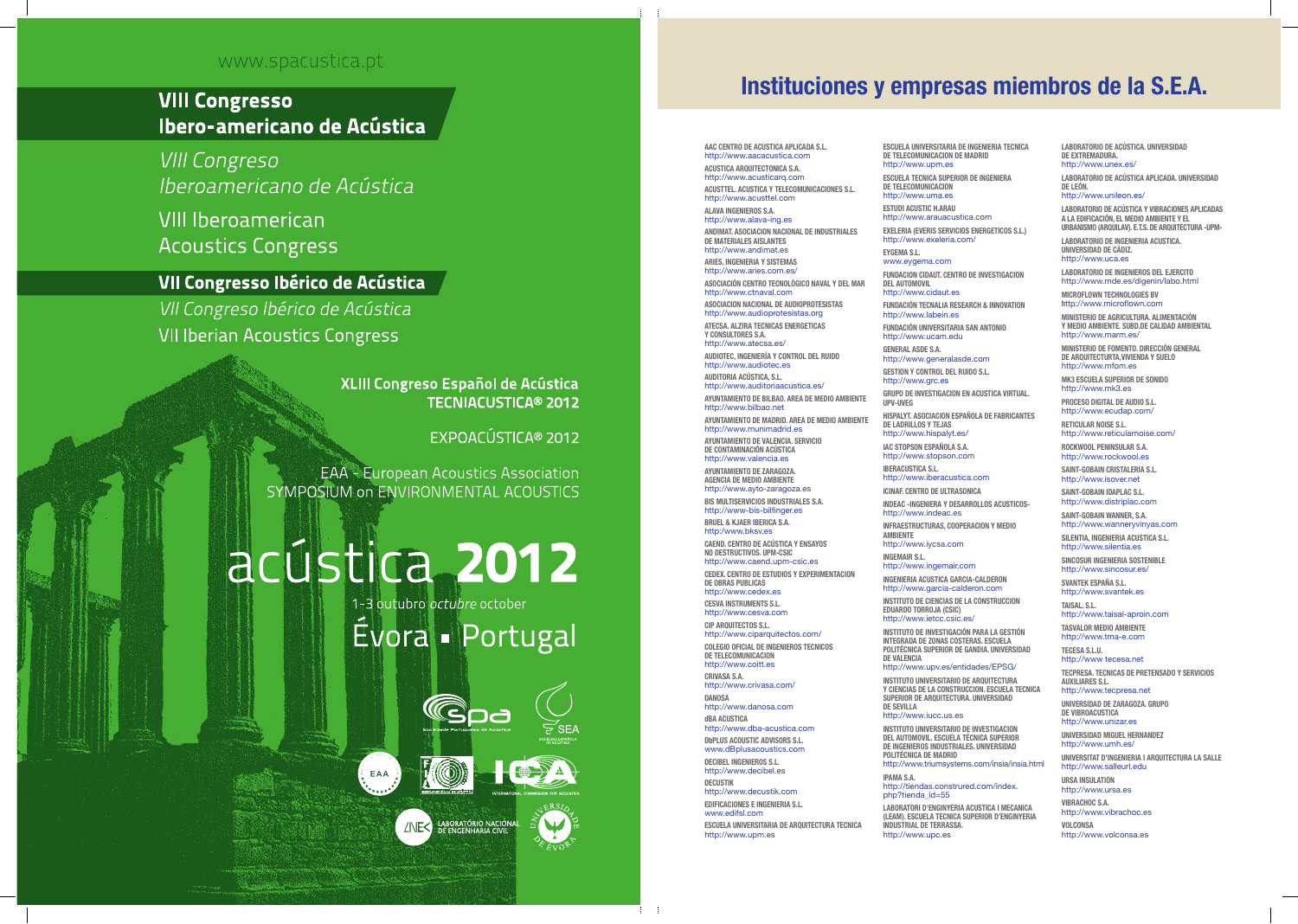www.spacustica.pt

## VIII Congresso Ibero-americano de Acústica

*VIII Congreso Iberoamericano de Acústica*

VIII Iberoamerican Acoustics Congress

## VII Congresso Ibérico de Acústica

*VII Congreso Ibérico de Acústica*

VII Iberian Acoustics Congress

**XLIII Congreso Español de Acústica TECNIACUSTICA® 2012**

EXPOACÚSTICA® 2012

EAA - European Acoustics Association SYMPOSIUM on ENVIRONMENTAL ACOUSTICS

# acústica 2012

1-3 outubro *octubre* october

Évora • Portugal

LABORATÓRIO NACIONAL DE ENGENHARIA CIVIL

# Instituciones y empresas miembros de la S.E.A.

**AAC CENTRO DE ACUSTICA APLICADA S.L.**
http://www.aacacustica.com

**ACUSTICA ARQUITECTONICA S.A.**
http://www.acusticarq.com

**ACUSTTEL. ACUSTICA Y TELECOMUNICACIONES S.L.**
http://www.acusttel.com

**ALAVA INGENIEROS S.A.**
http://www.alava-ing.es

**ANDIMAT. ASOCIACION NACIONAL DE INDUSTRIALES DE MATERIALES AISLANTES**
http://www.andimat.es

**ARIES. INGENIERIA Y SISTEMAS**
http://www.aries.com.es/

**ASOCIACIÓN CENTRO TECNOLÓGICO NAVAL Y DEL MAR**
http://www.ctnaval.com

**ASOCIACION NACIONAL DE AUDIOPROTESISTAS**
http://www.audioprotesistas.org

**ATECSA. ALZIRA TECNICAS ENERGETICAS Y CONSULTORES S.A.**
http://www.atecsa.es/

**AUDIOTEC, INGENIERÍA Y CONTROL DEL RUIDO**
http://www.audiotec.es

**AUDITORIA ACÚSTICA, S.L.**
http://www.auditoriaacustica.es/

**AYUNTAMIENTO DE BILBAO. AREA DE MEDIO AMBIENTE**
http://www.bilbao.net

**AYUNTAMIENTO DE MADRID. AREA DE MEDIO AMBIENTE**
http://www.munimadrid.es

**AYUNTAMIENTO DE VALENCIA. SERVICIO DE CONTAMINACIÓN ACÚSTICA**
http://www.valencia.es

**AYUNTAMIENTO DE ZARAGOZA. AGENCIA DE MEDIO AMBIENTE**
http://www.ayto-zaragoza.es

**BIS MULTISERVICIOS INDUSTRIALES S.A.**
http://www-bis-bilfinger.es

**BRUEL & KJAER IBERICA S.A.**
http://www.bksv.es

**CAEND. CENTRO DE ACÚSTICA Y ENSAYOS NO DESTRUCTIVOS. UPM-CSIC**
http://www.caend.upm-csic.es

**CEDEX. CENTRO DE ESTUDIOS Y EXPERIMENTACION DE OBRAS PUBLICAS**
http://www.cedex.es

**CESVA INSTRUMENTS S.L.**
http://www.cesva.com

**CIP ARQUITECTOS S.L.**
http://www.ciparquitectos.com/

**COLEGIO OFICIAL DE INGENIEROS TECNICOS DE TELECOMUNICACION**
http://www.coitt.es

**CRIVASA S.A.**
http://www.crivasa.com/

**DANOSA**
http://www.danosa.com

**dBA ACUSTICA**
http://www.dba-acustica.com

**DbPLUS ACOUSTIC ADVISORS S.L.**
www.dBplusacoustics.com

**DECIBEL INGENIEROS S.L.**
http://www.decibel.es

**DECUSTIK**
http://www.decustik.com

**EDIFICACIONES E INGENIERIA S.L.**
www.edifsl.com

**ESCUELA UNIVERSITARIA DE ARQUITECTURA TECNICA**
http://www.upm.es

**ESCUELA UNIVERSITARIA DE INGENIERIA TECNICA DE TELECOMUNICACION DE MADRID**
http://www.upm.es

**ESCUELA TECNICA SUPERIOR DE INGENIERIA DE TELECOMUNICACION**
http://www.uma.es

**ESTUDI ACUSTIC H.ARAU**
http://www.arauacustica.com

**EXELERIA (EVERIS SERVICIOS ENERGETICOS S.L.)**
http://www.exeleria.com/

**EYGEMA S.L.**
www.eygema.com

**FUNDACION CIDAUT. CENTRO DE INVESTIGACION DEL AUTOMOVIL**
http://www.cidaut.es

**FUNDACIÓN TECNALIA RESEARCH & INNOVATION**
http://www.labein.es

**FUNDACIÓN UNIVERSITARIA SAN ANTONIO**
http://www.ucam.edu

**GENERAL ASDE S.A.**
http://www.generalasde.com

**GESTION Y CONTROL DEL RUIDO S.L.**
http://www.grc.es

**GRUPO DE INVESTIGACION EN ACUSTICA VIRTUAL. UPV-UVEG**

**HISPALYT. ASOCIACION ESPAÑOLA DE FABRICANTES DE LADRILLOS Y TEJAS**
http://www.hispalyt.es/

**IAC STOPSON ESPAÑOLA S.A.**
http://www.stopson.com

**IBERACUSTICA S.L.**
http://www.iberacustica.com

**ICINAF. CENTRO DE ULTRASONICA**

**INDEAC -INGENIERA Y DESARROLLOS ACUSTICOS-**
http://www.indeac.es

**INFRAESTRUCTURAS, COOPERACION Y MEDIO AMBIENTE**
http://www.iycsa.com

**INGEMAIR S.L.**
http://www.ingemair.com

**INGENIERIA ACUSTICA GARCIA-CALDERON**
http://www.garcia-calderon.com

**INSTITUTO DE CIENCIAS DE LA CONSTRUCCION EDUARDO TORROJA (CSIC)**
http://www.ietcc.csic.es/

**INSTITUTO DE INVESTIGACIÓN PARA LA GESTIÓN INTEGRADA DE ZONAS COSTERAS. ESCUELA POLITÉCNICA SUPERIOR DE GANDIA. UNIVERSIDAD DE VALENCIA**
http://www.upv.es/entidades/EPSG/

**INSTITUTO UNIVERSITARIO DE ARQUITECTURA Y CIENCIAS DE LA CONSTRUCCION. ESCUELA TECNICA SUPERIOR DE ARQUITECTURA. UNIVERSIDAD DE SEVILLA**
http://www.iucc.us.es

**INSTITUTO UNIVERSITARIO DE INVESTIGACION DEL AUTOMOVIL. ESCUELA TÉCNICA SUPERIOR DE INGENIEROS INDUSTRIALES. UNIVERSIDAD POLITÉCNICA DE MADRID**
http://www.triumsystems.com/insia/insia.html

**IPAMA S.A.**
http://tiendas.construred.com/index.php?tienda_id=55

**LABORATORI D'ENGINYERIA ACUSTICA I MECANICA (LEAM). ESCUELA TECNICA SUPERIOR D'ENGINYERIA INDUSTRIAL DE TERRASSA.**
http://www.upc.es

**LABORATORIO DE ACÚSTICA. UNIVERSIDAD DE EXTREMADURA.**
http://www.unex.es/

**LABORATORIO DE ACÚSTICA APLICADA. UNIVERSIDAD DE LEÓN.**
http://www.unileon.es/

**LABORATORIO DE ACÚSTICA Y VIBRACIONES APLICADAS A LA EDIFICACIÓN, EL MEDIO AMBIENTE Y EL URBANISMO (ARQUILAV). E.T.S. DE ARQUITECTURA -UPM-**

**LABORATORIO DE INGENIERIA ACUSTICA. UNIVERSIDAD DE CÁDIZ.**
http://www.uca.es

**LABORATORIO DE INGENIEROS DEL EJERCITO**
http://www.mde.es/digenin/labo.html

**MICROFLOWN TECHNOLOGIES BV**
http://www.microflown.com

**MINISTERIO DE AGRICULTURA. ALIMENTACIÓN Y MEDIO AMBIENTE. SUBD.DE CALIDAD AMBIENTAL**
http://www.marm.es/

**MINISTERIO DE FOMENTO. DIRECCIÓN GENERAL DE ARQUITECTURTA,VIVIENDA Y SUELO**
http://www.mfom.es

**MK3 ESCUELA SUPERIOR DE SONIDO**
http://www.mk3.es

**PROCESO DIGITAL DE AUDIO S.L.**
http://www.ecudap.com/

**RETICULAR NOISE S.L.**
http://www.reticularnoise.com/

**ROCKWOOL PENINSULAR S.A.**
http://www.rockwool.es

**SAINT-GOBAIN CRISTALERIA S.L.**
http://www.isover.net

**SAINT-GOBAIN IDAPLAC S.L.**
http://www.distriplac.com

**SAINT-GOBAIN WANNER, S.A.**
http://www.wannerivinyas.com

**SILENTIA, INGENIERIA ACUSTICA S.L.**
http://www.silentia.es

**SINCOSUR INGENIERIA SOSTENIBLE**
http://www.sincosur.es/

**SVANTEK ESPAÑA S.L.**
http://www.svantek.es

**TAISAL. S.L.**
http://www.taisal-aproin.com

**TASVALOR MEDIO AMBIENTE**
http://www.tma-e.com

**TECESA S.L.U.**
http://www tecesa.net

**TECPRESA. TECNICAS DE PRETENSADO Y SERVICIOS AUXILIARES S.L.**
http://www.tecpresa.net

**UNIVERSIDAD DE ZARAGOZA. GRUPO DE VIBROACUSTICA**
http://www.unizar.es

**UNIVERSIDAD MIGUEL HERNANDEZ**
http://www.umh.es/

**UNIVERSITAT D'INGENIERIA I ARQUITECTURA LA SALLE**
http://www.salleurl.edu

**URSA INSULATION**
http://www.ursa.es

**VIBRACHOC S.A.**
http://www.vibrachoc.es

**VOLCONSA**
http://www.volconsa.es